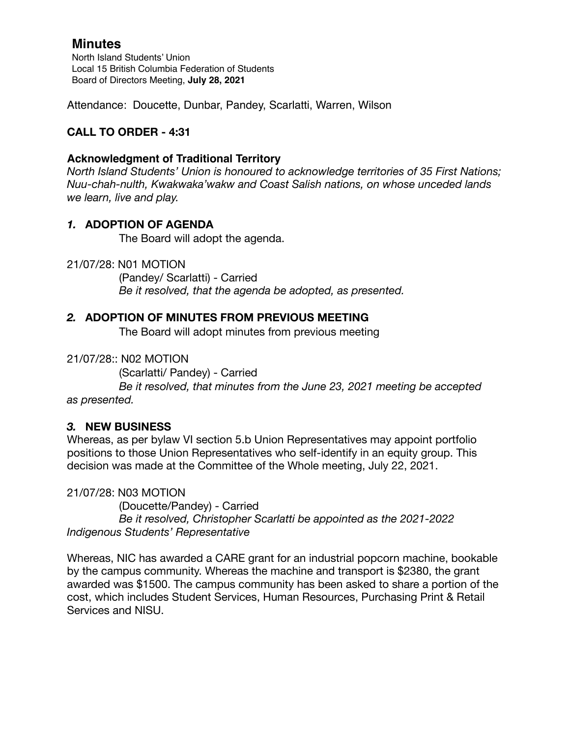# Minutes

North Island Students' Union
Local 15 British Columbia Federation of Students
Board of Directors Meeting, **July 28, 2021**

Attendance: Doucette, Dunbar, Pandey, Scarlatti, Warren, Wilson

## CALL TO ORDER - 4:31

### Acknowledgment of Traditional Territory

*North Island Students' Union is honoured to acknowledge territories of 35 First Nations; Nuu-chah-nulth, Kwakwaka'wakw and Coast Salish nations, on whose unceded lands we learn, live and play.*

### *1.* ADOPTION OF AGENDA

The Board will adopt the agenda.

21/07/28: N01 MOTION

(Pandey/ Scarlatti) - Carried

*Be it resolved, that the agenda be adopted, as presented.*

### *2.* ADOPTION OF MINUTES FROM PREVIOUS MEETING

The Board will adopt minutes from previous meeting

21/07/28:: N02 MOTION

(Scarlatti/ Pandey) - Carried

*Be it resolved, that minutes from the June 23, 2021 meeting be accepted as presented.*

### *3.* NEW BUSINESS

Whereas, as per bylaw VI section 5.b Union Representatives may appoint portfolio positions to those Union Representatives who self-identify in an equity group. This decision was made at the Committee of the Whole meeting, July 22, 2021.

21/07/28: N03 MOTION

(Doucette/Pandey) - Carried

*Be it resolved, Christopher Scarlatti be appointed as the 2021-2022 Indigenous Students' Representative*

Whereas, NIC has awarded a CARE grant for an industrial popcorn machine, bookable by the campus community. Whereas the machine and transport is $2380, the grant awarded was $1500. The campus community has been asked to share a portion of the cost, which includes Student Services, Human Resources, Purchasing Print & Retail Services and NISU.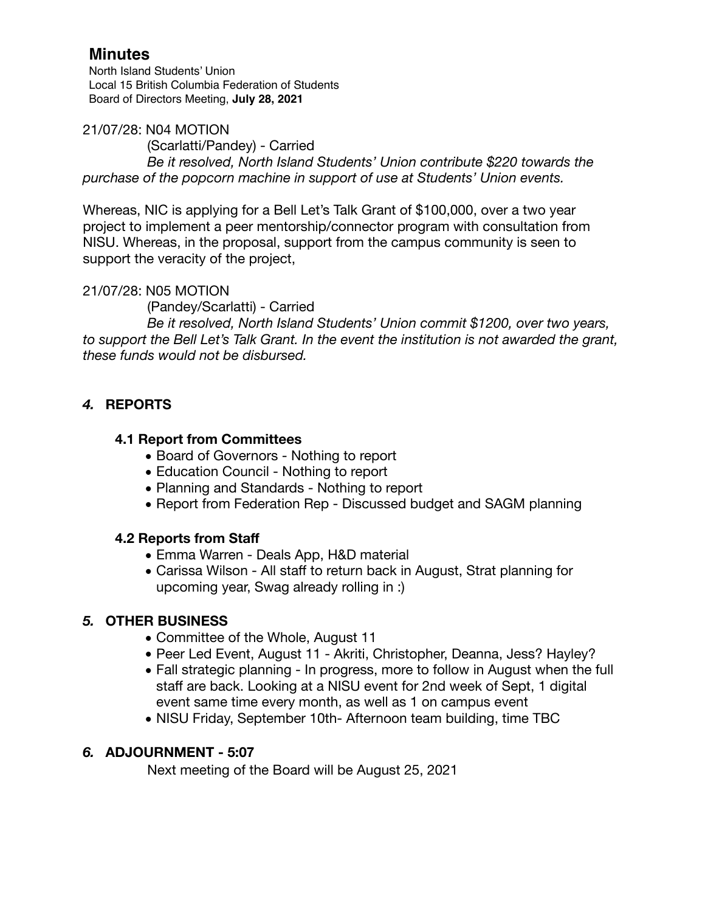# Minutes

North Island Students' Union
Local 15 British Columbia Federation of Students
Board of Directors Meeting, **July 28, 2021**

21/07/28: N04 MOTION

(Scarlatti/Pandey) - Carried

*Be it resolved, North Island Students' Union contribute $220 towards the purchase of the popcorn machine in support of use at Students' Union events.*

Whereas, NIC is applying for a Bell Let's Talk Grant of $100,000, over a two year project to implement a peer mentorship/connector program with consultation from NISU. Whereas, in the proposal, support from the campus community is seen to support the veracity of the project,

21/07/28: N05 MOTION

(Pandey/Scarlatti) - Carried

*Be it resolved, North Island Students' Union commit $1200, over two years, to support the Bell Let's Talk Grant. In the event the institution is not awarded the grant, these funds would not be disbursed.*

## *4.* REPORTS

### 4.1 Report from Committees

- Board of Governors - Nothing to report
- Education Council - Nothing to report
- Planning and Standards - Nothing to report
- Report from Federation Rep - Discussed budget and SAGM planning

### 4.2 Reports from Staff

- Emma Warren - Deals App, H&D material
- Carissa Wilson - All staff to return back in August, Strat planning for upcoming year, Swag already rolling in :)

## *5.* OTHER BUSINESS

- Committee of the Whole, August 11
- Peer Led Event, August 11 - Akriti, Christopher, Deanna, Jess? Hayley?
- Fall strategic planning - In progress, more to follow in August when the full staff are back. Looking at a NISU event for 2nd week of Sept, 1 digital event same time every month, as well as 1 on campus event
- NISU Friday, September 10th- Afternoon team building, time TBC

## *6.* ADJOURNMENT - 5:07

Next meeting of the Board will be August 25, 2021